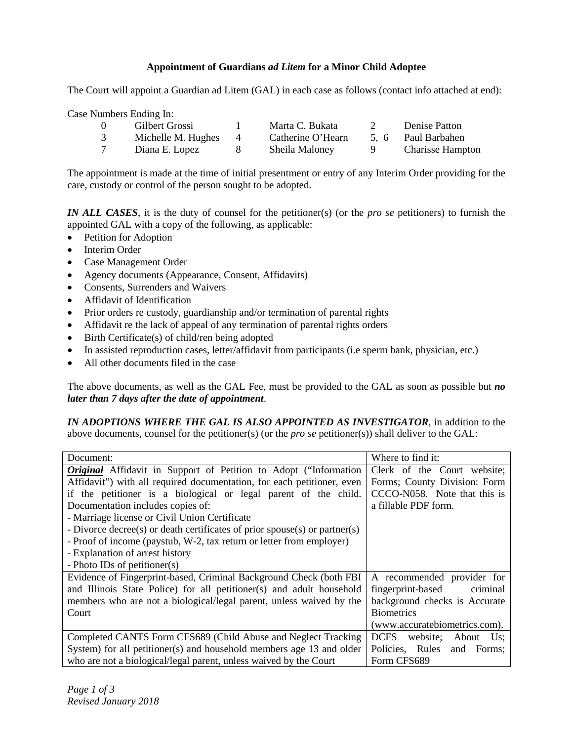# **Appointment of Guardians *ad Litem* for a Minor Child Adoptee**

The Court will appoint a Guardian ad Litem (GAL) in each case as follows (contact info attached at end):

Case Numbers Ending In:

| | | | | | |
|---|---|---|---|---|---|
| 0 | Gilbert Grossi | 1 | Marta C. Bukata | 2 | Denise Patton |
| 3 | Michelle M. Hughes | 4 | Catherine O'Hearn | 5, 6 | Paul Barbahen |
| 7 | Diana E. Lopez | 8 | Sheila Maloney | 9 | Charisse Hampton |

The appointment is made at the time of initial presentment or entry of any Interim Order providing for the care, custody or control of the person sought to be adopted.

***IN ALL CASES***, it is the duty of counsel for the petitioner(s) (or the *pro se* petitioners) to furnish the appointed GAL with a copy of the following, as applicable:

- Petition for Adoption
- Interim Order
- Case Management Order
- Agency documents (Appearance, Consent, Affidavits)
- Consents, Surrenders and Waivers
- Affidavit of Identification
- Prior orders re custody, guardianship and/or termination of parental rights
- Affidavit re the lack of appeal of any termination of parental rights orders
- Birth Certificate(s) of child/ren being adopted
- In assisted reproduction cases, letter/affidavit from participants (i.e sperm bank, physician, etc.)
- All other documents filed in the case

The above documents, as well as the GAL Fee, must be provided to the GAL as soon as possible but ***no later than 7 days after the date of appointment***.

***IN ADOPTIONS WHERE THE GAL IS ALSO APPOINTED AS INVESTIGATOR***, in addition to the above documents, counsel for the petitioner(s) (or the *pro se* petitioner(s)) shall deliver to the GAL:

| Document: | Where to find it: |
|---|---|
| ***Original*** Affidavit in Support of Petition to Adopt ("Information Affidavit") with all required documentation, for each petitioner, even if the petitioner is a biological or legal parent of the child. Documentation includes copies of:<br>- Marriage license or Civil Union Certificate<br>- Divorce decree(s) or death certificates of prior spouse(s) or partner(s)<br>- Proof of income (paystub, W-2, tax return or letter from employer)<br>- Explanation of arrest history<br>- Photo IDs of petitioner(s) | Clerk of the Court website; Forms; County Division: Form CCCO-N058. Note that this is a fillable PDF form. |
| Evidence of Fingerprint-based, Criminal Background Check (both FBI and Illinois State Police) for all petitioner(s) and adult household members who are not a biological/legal parent, unless waived by the Court | A recommended provider for fingerprint-based criminal background checks is Accurate Biometrics (www.accuratebiometrics.com). |
| Completed CANTS Form CFS689 (Child Abuse and Neglect Tracking System) for all petitioner(s) and household members age 13 and older who are not a biological/legal parent, unless waived by the Court | DCFS website; About Us; Policies, Rules and Forms; Form CFS689 |

*Revised January 2018*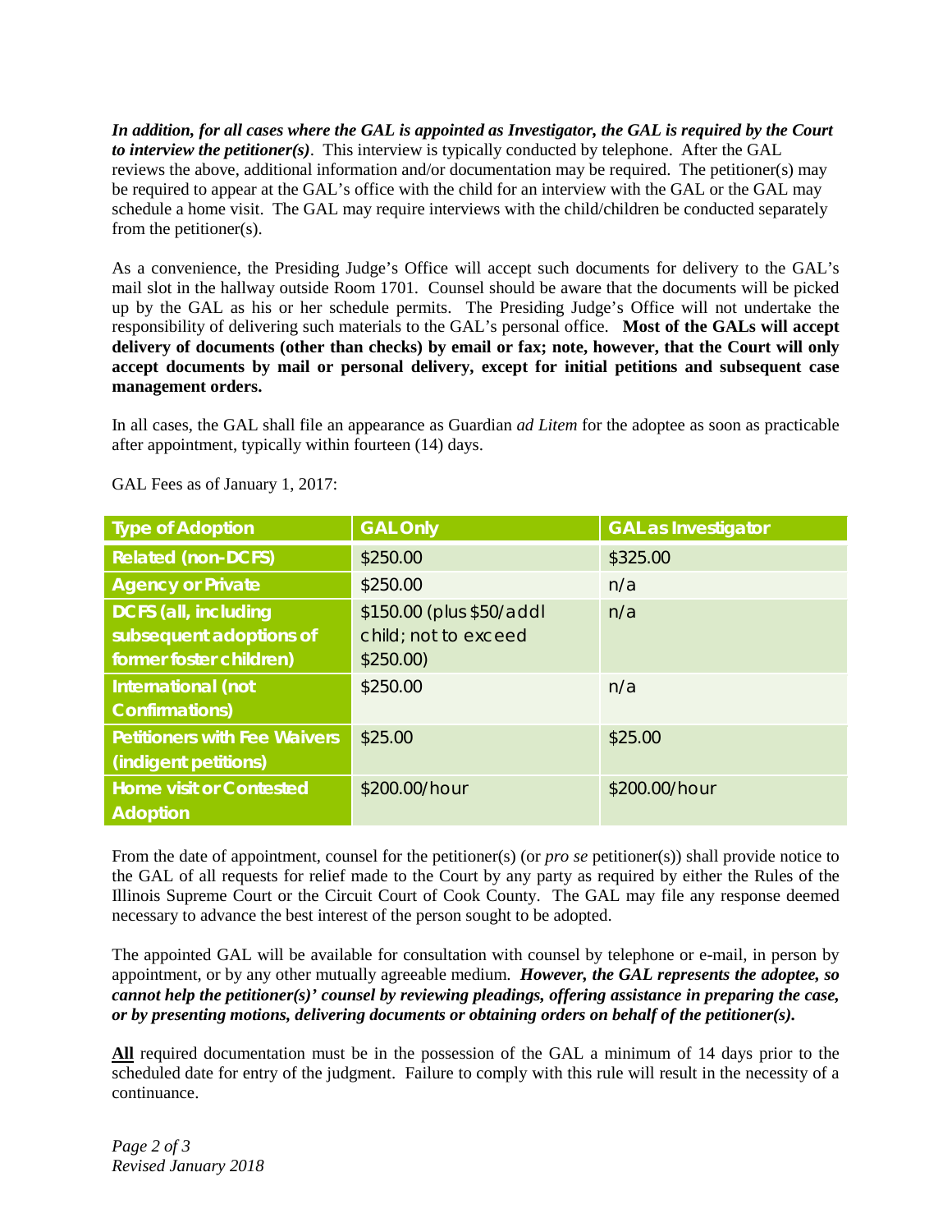***In addition, for all cases where the GAL is appointed as Investigator, the GAL is required by the Court to interview the petitioner(s)***. This interview is typically conducted by telephone. After the GAL reviews the above, additional information and/or documentation may be required. The petitioner(s) may be required to appear at the GAL's office with the child for an interview with the GAL or the GAL may schedule a home visit. The GAL may require interviews with the child/children be conducted separately from the petitioner(s).

As a convenience, the Presiding Judge's Office will accept such documents for delivery to the GAL's mail slot in the hallway outside Room 1701. Counsel should be aware that the documents will be picked up by the GAL as his or her schedule permits. The Presiding Judge's Office will not undertake the responsibility of delivering such materials to the GAL's personal office. **Most of the GALs will accept delivery of documents (other than checks) by email or fax; note, however, that the Court will only accept documents by mail or personal delivery, except for initial petitions and subsequent case management orders.**

In all cases, the GAL shall file an appearance as Guardian *ad Litem* for the adoptee as soon as practicable after appointment, typically within fourteen (14) days.

GAL Fees as of January 1, 2017:

| Type of Adoption | GAL Only | GAL as Investigator |
|---|---|---|
| Related (non-DCFS) | $250.00 | $325.00 |
| Agency or Private | $250.00 | n/a |
| DCFS (all, including subsequent adoptions of former foster children) | $150.00 (plus $50/addl child; not to exceed $250.00) | n/a |
| International (not Confirmations) | $250.00 | n/a |
| Petitioners with Fee Waivers (indigent petitions) | $25.00 | $25.00 |
| Home visit or Contested Adoption | $200.00/hour | $200.00/hour |

From the date of appointment, counsel for the petitioner(s) (or *pro se* petitioner(s)) shall provide notice to the GAL of all requests for relief made to the Court by any party as required by either the Rules of the Illinois Supreme Court or the Circuit Court of Cook County. The GAL may file any response deemed necessary to advance the best interest of the person sought to be adopted.

The appointed GAL will be available for consultation with counsel by telephone or e-mail, in person by appointment, or by any other mutually agreeable medium. ***However, the GAL represents the adoptee, so cannot help the petitioner(s)' counsel by reviewing pleadings, offering assistance in preparing the case, or by presenting motions, delivering documents or obtaining orders on behalf of the petitioner(s).***

**All** required documentation must be in the possession of the GAL a minimum of 14 days prior to the scheduled date for entry of the judgment. Failure to comply with this rule will result in the necessity of a continuance.

*Revised January 2018*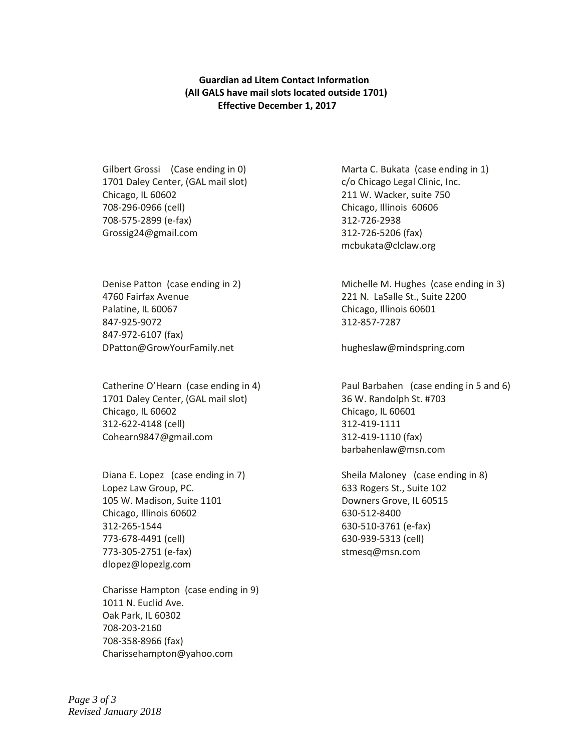**Guardian ad Litem Contact Information**
**(All GALS have mail slots located outside 1701)**
**Effective December 1, 2017**

Gilbert Grossi (Case ending in 0)
1701 Daley Center, (GAL mail slot)
Chicago, IL 60602
708-296-0966 (cell)
708-575-2899 (e-fax)
Grossig24@gmail.com

Marta C. Bukata (case ending in 1)
c/o Chicago Legal Clinic, Inc.
211 W. Wacker, suite 750
Chicago, Illinois 60606
312-726-2938
312-726-5206 (fax)
mcbukata@clclaw.org

Denise Patton (case ending in 2)
4760 Fairfax Avenue
Palatine, IL 60067
847-925-9072
847-972-6107 (fax)
DPatton@GrowYourFamily.net

Michelle M. Hughes (case ending in 3)
221 N. LaSalle St., Suite 2200
Chicago, Illinois 60601
312-857-7287

hugheslaw@mindspring.com

Catherine O'Hearn (case ending in 4)
1701 Daley Center, (GAL mail slot)
Chicago, IL 60602
312-622-4148 (cell)
Cohearn9847@gmail.com

Paul Barbahen (case ending in 5 and 6)
36 W. Randolph St. #703
Chicago, IL 60601
312-419-1111
312-419-1110 (fax)
barbahenlaw@msn.com

Diana E. Lopez (case ending in 7)
Lopez Law Group, PC.
105 W. Madison, Suite 1101
Chicago, Illinois 60602
312-265-1544
773-678-4491 (cell)
773-305-2751 (e-fax)
dlopez@lopezlg.com

Sheila Maloney (case ending in 8)
633 Rogers St., Suite 102
Downers Grove, IL 60515
630-512-8400
630-510-3761 (e-fax)
630-939-5313 (cell)
stmesq@msn.com

Charisse Hampton (case ending in 9)
1011 N. Euclid Ave.
Oak Park, IL 60302
708-203-2160
708-358-8966 (fax)
Charissehampton@yahoo.com

*Revised January 2018*